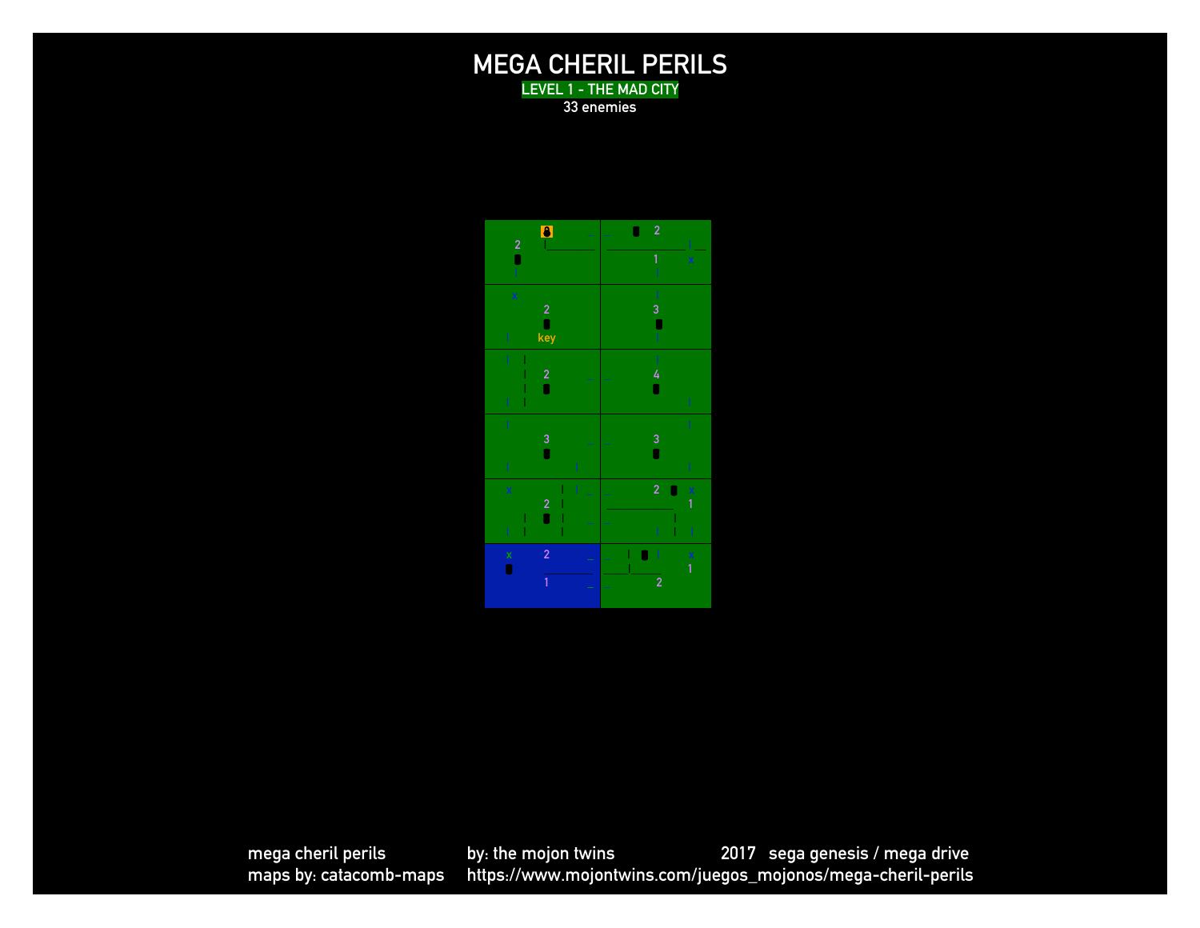# MEGA CHERIL PERILS

LEVEL 1 - THE MAD CITY

33 enemies

mega cheril perils    by: the mojon twins    2017 sega genesis / mega drive

maps by: catacomb-maps    https://www.mojontwins.com/juegos_mojonos/mega-cheril-perils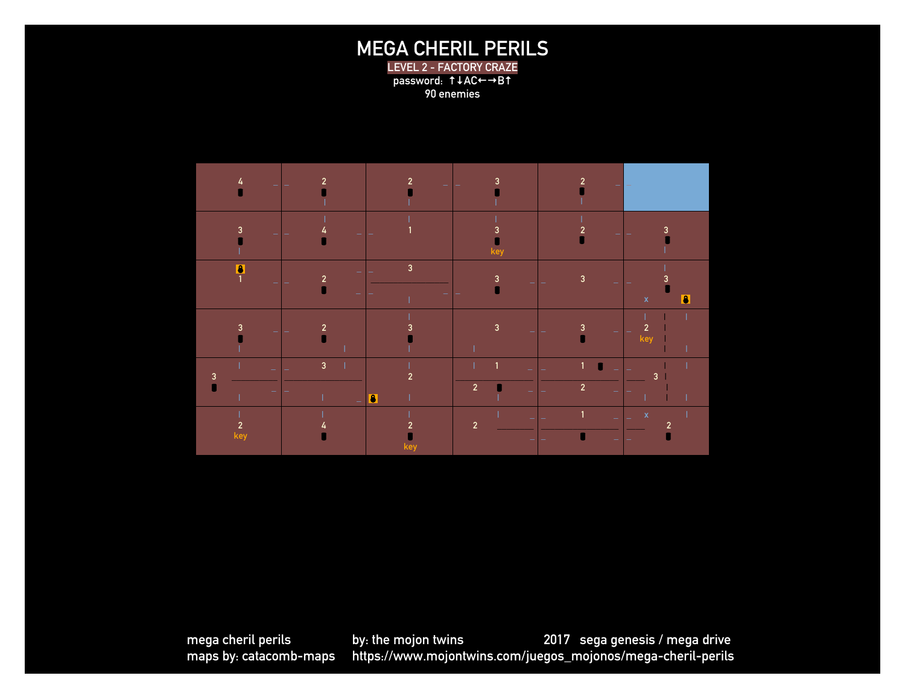# MEGA CHERIL PERILS

**LEVEL 2 - FACTORY CRAZE**

password: ↑↓AC←→B↑

90 enemies

| | | | | | |
|---|---|---|---|---|---|
| 4 | 2 | 2 | 3 | 2 | |
| 3 | 4 | 1 | 3 key | 2 | 3 |
| 1 | 2 | 3 | 3 | 3 | 3 x |
| 3 | 2 | 3 | 3 | 3 | 2 key |
| 3 | 3 / 2 | 2 | 1 / 2 | 1 / 2 | 3 |
| 2 key | 4 | 2 key | 2 | 1 | x 2 |

mega cheril perils — by: the mojon twins — 2017 sega genesis / mega drive

maps by: catacomb-maps — https://www.mojontwins.com/juegos_mojonos/mega-cheril-perils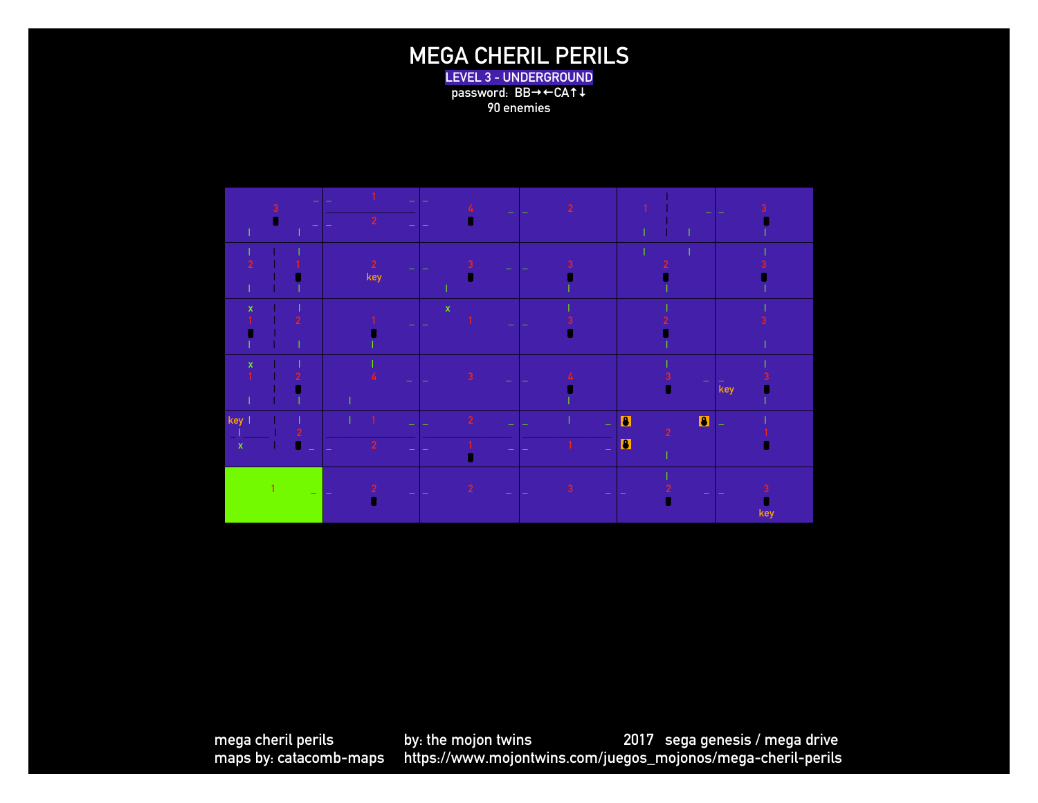# MEGA CHERIL PERILS

## LEVEL 3 - UNDERGROUND

password: BB→←CA↑↓

90 enemies

mega cheril perils    by: the mojon twins    2017 sega genesis / mega drive

maps by: catacomb-maps    https://www.mojontwins.com/juegos_mojonos/mega-cheril-perils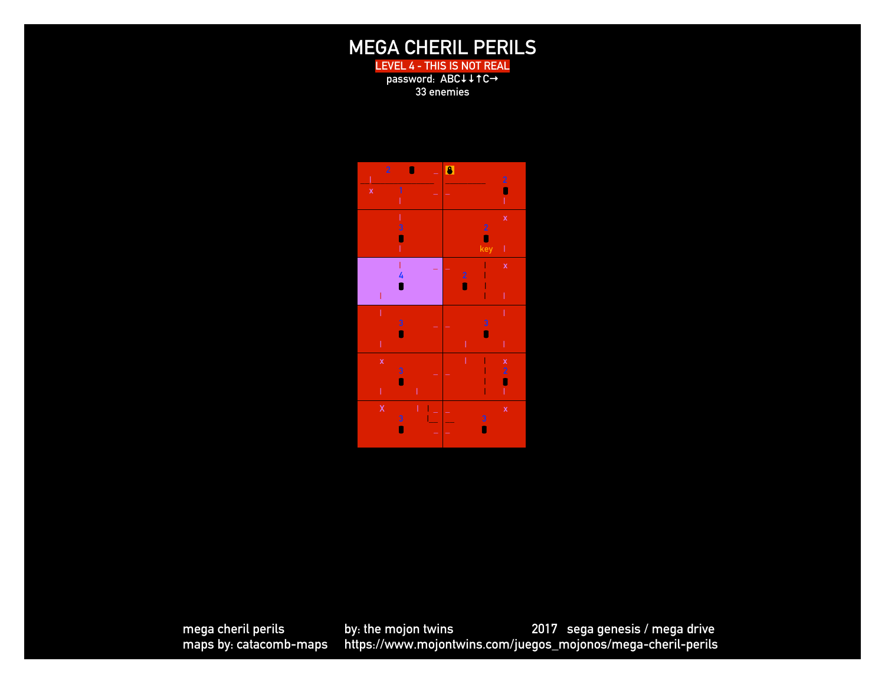# MEGA CHERIL PERILS

**LEVEL 4 - THIS IS NOT REAL**

password: ABC↓↓↑C→

33 enemies

mega cheril perils by: the mojon twins 2017 sega genesis / mega drive

maps by: catacomb-maps https://www.mojontwins.com/juegos_mojonos/mega-cheril-perils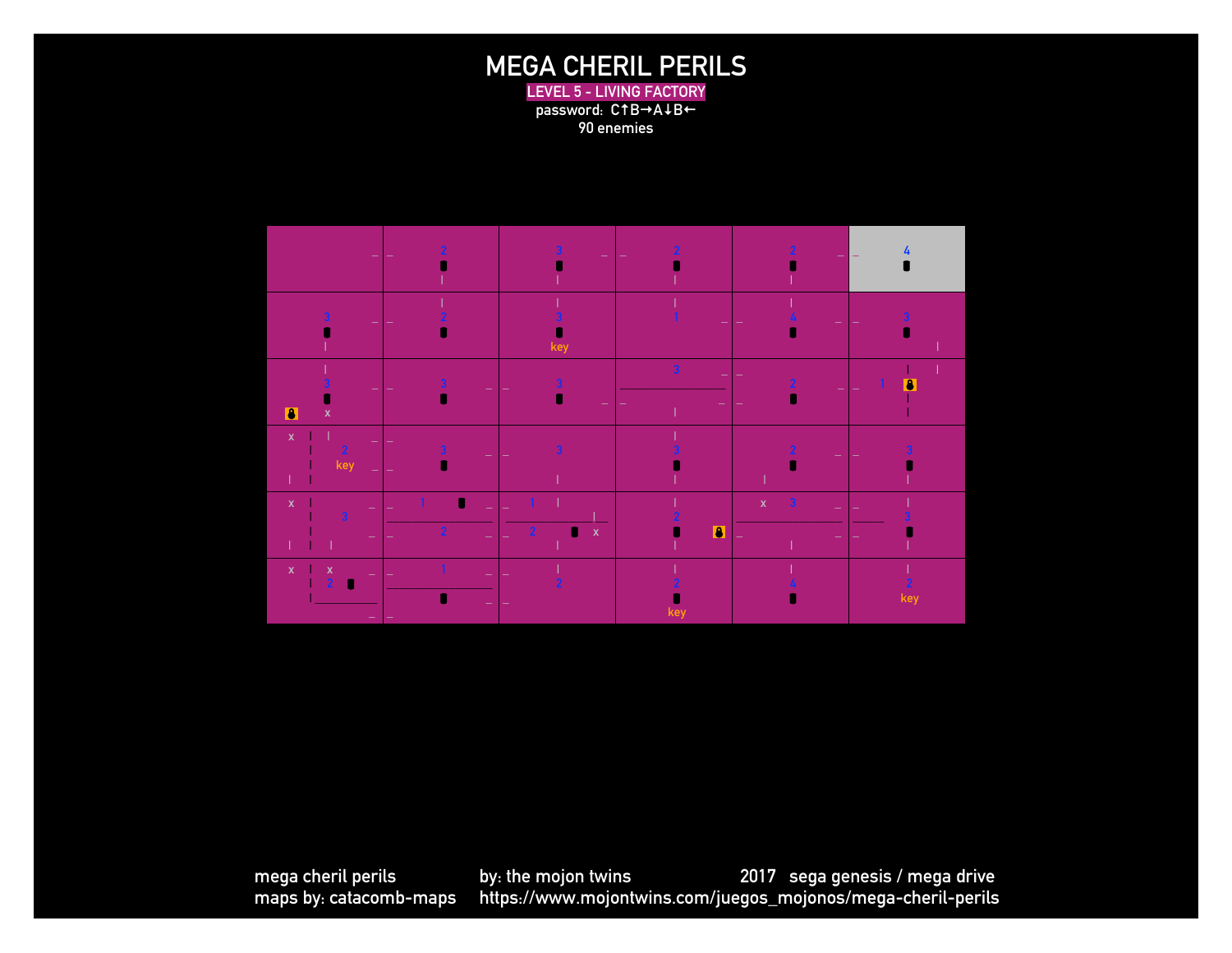# MEGA CHERIL PERILS

**LEVEL 5 - LIVING FACTORY**

password: C↑B→A↓B←

90 enemies

mega cheril perils
maps by: catacomb-maps

by: the mojon twins
https://www.mojontwins.com/juegos_mojonos/mega-cheril-perils

2017 sega genesis / mega drive